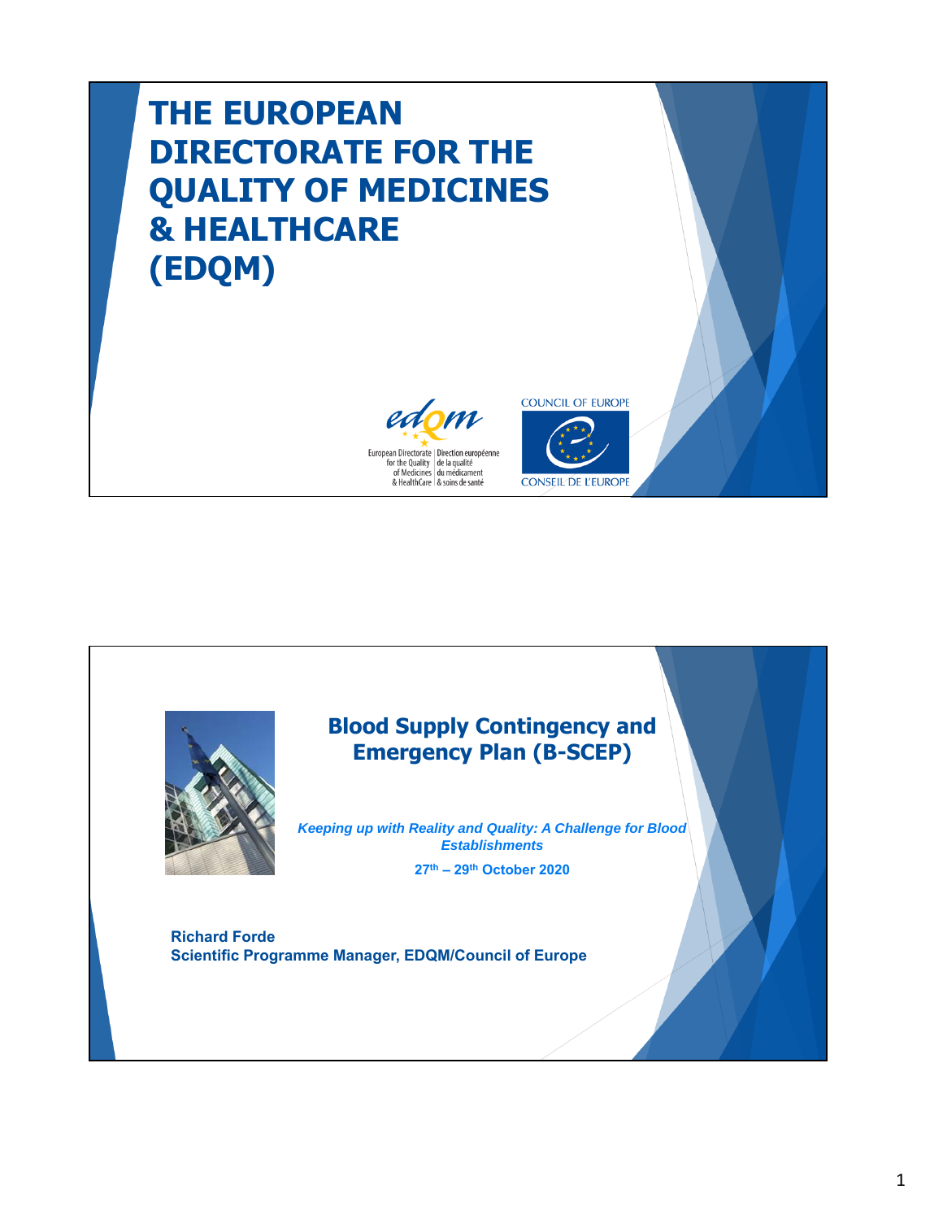# THE EUROPEAN DIRECTORATE FOR THE QUALITY OF MEDICINES & HEALTHCARE (EDQM)

European Directorate for the Quality of Medicines & HealthCare | Direction européenne de la qualité du médicament & soins de santé

COUNCIL OF EUROPE
CONSEIL DE L'EUROPE

---

## Blood Supply Contingency and Emergency Plan (B-SCEP)

***Keeping up with Reality and Quality: A Challenge for Blood Establishments***

**27th – 29th October 2020**

**Richard Forde**
**Scientific Programme Manager, EDQM/Council of Europe**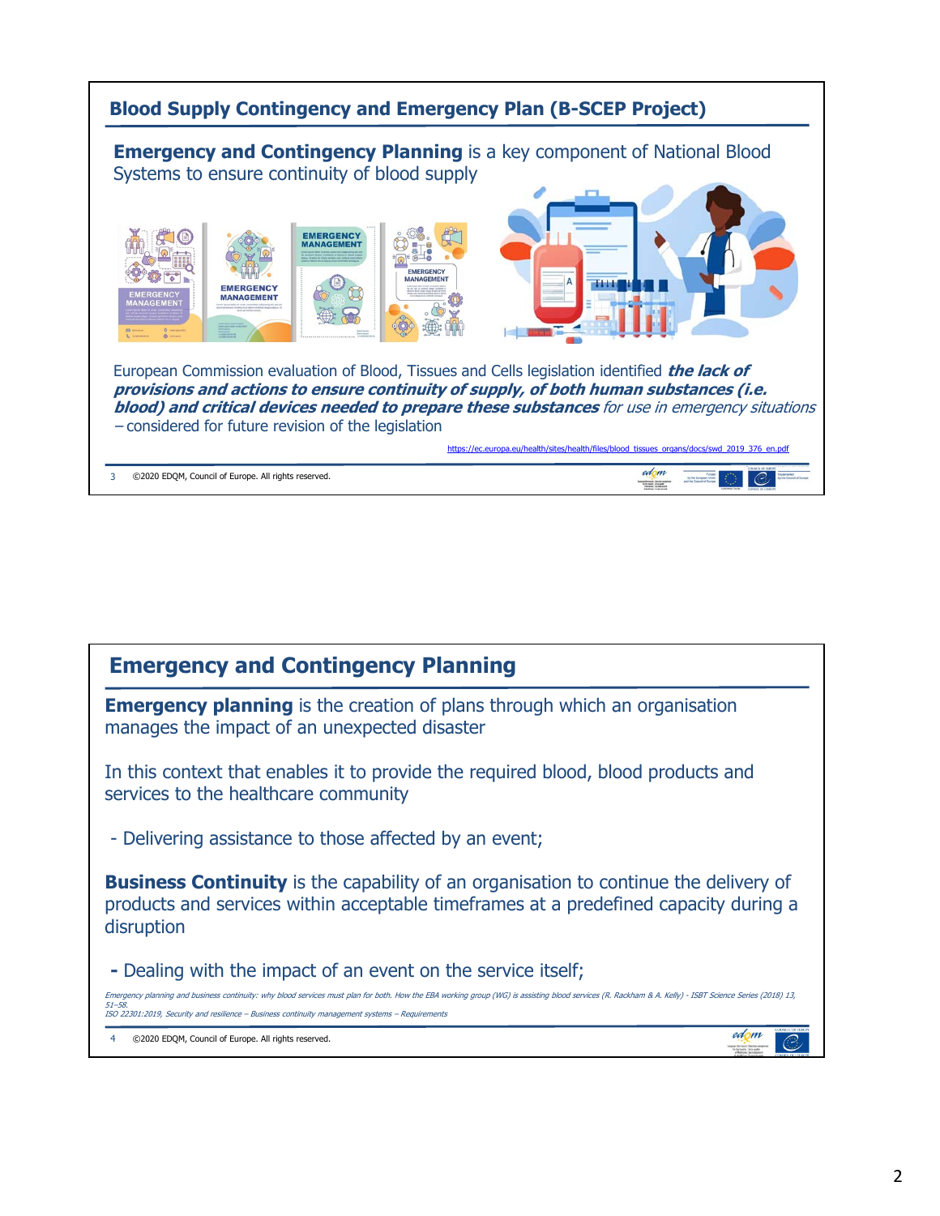## Blood Supply Contingency and Emergency Plan (B-SCEP Project)

**Emergency and Contingency Planning** is a key component of National Blood Systems to ensure continuity of blood supply

European Commission evaluation of Blood, Tissues and Cells legislation identified ***the lack of provisions and actions to ensure continuity of supply, of both human substances (i.e. blood) and critical devices needed to prepare these substances*** *for use in emergency situations* – considered for future revision of the legislation

https://ec.europa.eu/health/sites/health/files/blood_tissues_organs/docs/swd_2019_376_en.pdf

## Emergency and Contingency Planning

**Emergency planning** is the creation of plans through which an organisation manages the impact of an unexpected disaster

In this context that enables it to provide the required blood, blood products and services to the healthcare community

- Delivering assistance to those affected by an event;

**Business Continuity** is the capability of an organisation to continue the delivery of products and services within acceptable timeframes at a predefined capacity during a disruption

- Dealing with the impact of an event on the service itself;

*Emergency planning and business continuity: why blood services must plan for both. How the EBA working group (WG) is assisting blood services (R. Rackham & A. Kelly) - ISBT Science Series (2018) 13, 51–58.*
*ISO 22301:2019, Security and resilience – Business continuity management systems – Requirements*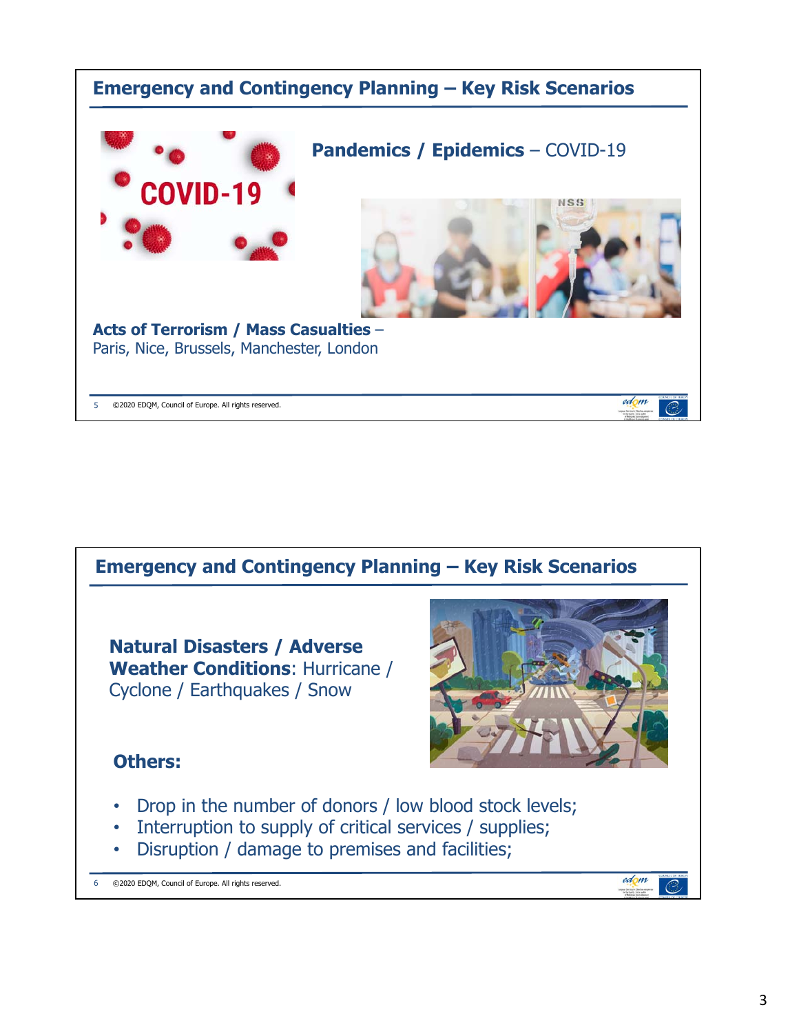## Emergency and Contingency Planning – Key Risk Scenarios

**Pandemics / Epidemics** – COVID-19

**Acts of Terrorism / Mass Casualties** – Paris, Nice, Brussels, Manchester, London

©2020 EDQM, Council of Europe. All rights reserved.

## Emergency and Contingency Planning – Key Risk Scenarios

**Natural Disasters / Adverse Weather Conditions**: Hurricane / Cyclone / Earthquakes / Snow

**Others:**

- Drop in the number of donors / low blood stock levels;
- Interruption to supply of critical services / supplies;
- Disruption / damage to premises and facilities;

©2020 EDQM, Council of Europe. All rights reserved.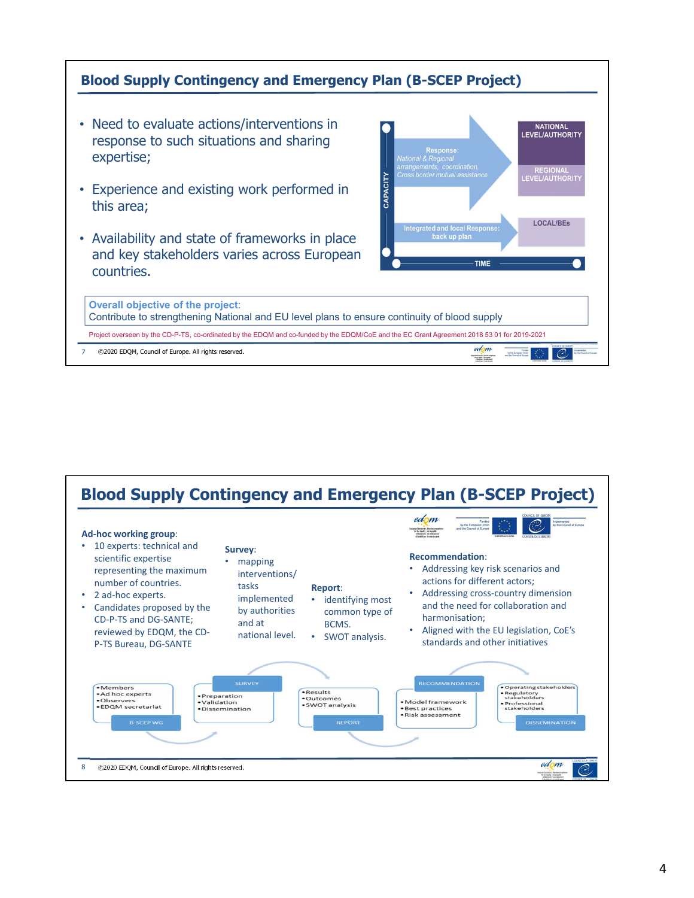## Blood Supply Contingency and Emergency Plan (B-SCEP Project)

- Need to evaluate actions/interventions in response to such situations and sharing expertise;
- Experience and existing work performed in this area;
- Availability and state of frameworks in place and key stakeholders varies across European countries.

CAPACITY

Response: *National & Regional arrangements, coordination, Cross border mutual assistance*

Integrated and local Response: back up plan

TIME

NATIONAL LEVEL/AUTHORITY

REGIONAL LEVEL/AUTHORITY

LOCAL/BEs

**Overall objective of the project**:
Contribute to strengthening National and EU level plans to ensure continuity of blood supply

Project overseen by the CD-P-TS, co-ordinated by the EDQM and co-funded by the EDQM/CoE and the EC Grant Agreement 2018 53 01 for 2019-2021

©2020 EDQM, Council of Europe. All rights reserved.

---

## Blood Supply Contingency and Emergency Plan (B-SCEP Project)

**Ad-hoc working group**:
- 10 experts: technical and scientific expertise representing the maximum number of countries.
- 2 ad-hoc experts.
- Candidates proposed by the CD-P-TS and DG-SANTE; reviewed by EDQM, the CD-P-TS Bureau, DG-SANTE

**Survey**:
- mapping interventions/ tasks implemented by authorities and at national level.

**Report**:
- identifying most common type of BCMS.
- SWOT analysis.

**Recommendation**:
- Addressing key risk scenarios and actions for different actors;
- Addressing cross-country dimension and the need for collaboration and harmonisation;
- Aligned with the EU legislation, CoE's standards and other initiatives

B-SCEP WG:
- Members
- Ad hoc experts
- Observers
- EDQM secretariat

SURVEY:
- Preparation
- Validation
- Dissemination

REPORT:
- Results
- Outcomes
- SWOT analysis

RECOMMENDATION:
- Model framework
- Best practices
- Risk assessment

DISSEMINATION:
- Operating stakeholders
- Regulatory stakeholders
- Professional stakeholders

©2020 EDQM, Council of Europe. All rights reserved.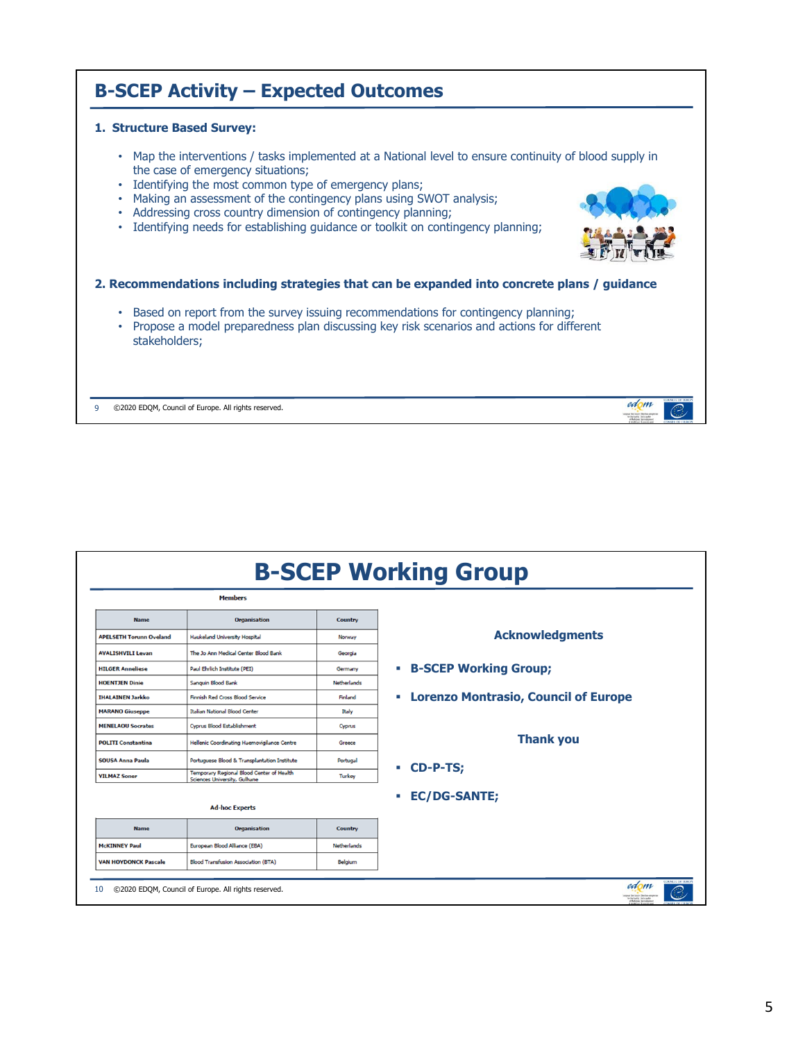## B-SCEP Activity – Expected Outcomes

### 1. Structure Based Survey:

- Map the interventions / tasks implemented at a National level to ensure continuity of blood supply in the case of emergency situations;
- Identifying the most common type of emergency plans;
- Making an assessment of the contingency plans using SWOT analysis;
- Addressing cross country dimension of contingency planning;
- Identifying needs for establishing guidance or toolkit on contingency planning;

### 2. Recommendations including strategies that can be expanded into concrete plans / guidance

- Based on report from the survey issuing recommendations for contingency planning;
- Propose a model preparedness plan discussing key risk scenarios and actions for different stakeholders;

©2020 EDQM, Council of Europe. All rights reserved.

## B-SCEP Working Group

**Members**

| Name | Organisation | Country |
|---|---|---|
| APELSETH Torunn Oveland | Haukeland University Hospital | Norway |
| AVALISHVILI Levan | The Jo Ann Medical Center Blood Bank | Georgia |
| HILGER Anneliese | Paul Ehrlich Institute (PEI) | Germany |
| HOENTJEN Dinie | Sanquin Blood Bank | Netherlands |
| IHALAINEN Jarkko | Finnish Red Cross Blood Service | Finland |
| MARANO Giuseppe | Italian National Blood Center | Italy |
| MENELAOU Socrates | Cyprus Blood Establishment | Cyprus |
| POLITI Constantina | Hellenic Coordinating Haemovigilance Centre | Greece |
| SOUSA Anna Paula | Portuguese Blood & Transplantation Institute | Portugal |
| YILMAZ Soner | Temporary Regional Blood Center of Health Sciences University, Gulhane | Turkey |

**Ad-hoc Experts**

| Name | Organisation | Country |
|---|---|---|
| McKINNEY Paul | European Blood Alliance (EBA) | Netherlands |
| VAN HOYDONCK Pascale | Blood Transfusion Association (BTA) | Belgium |

**Acknowledgments**

- **B-SCEP Working Group;**
- **Lorenzo Montrasio, Council of Europe**

**Thank you**

- **CD-P-TS;**
- **EC/DG-SANTE;**

©2020 EDQM, Council of Europe. All rights reserved.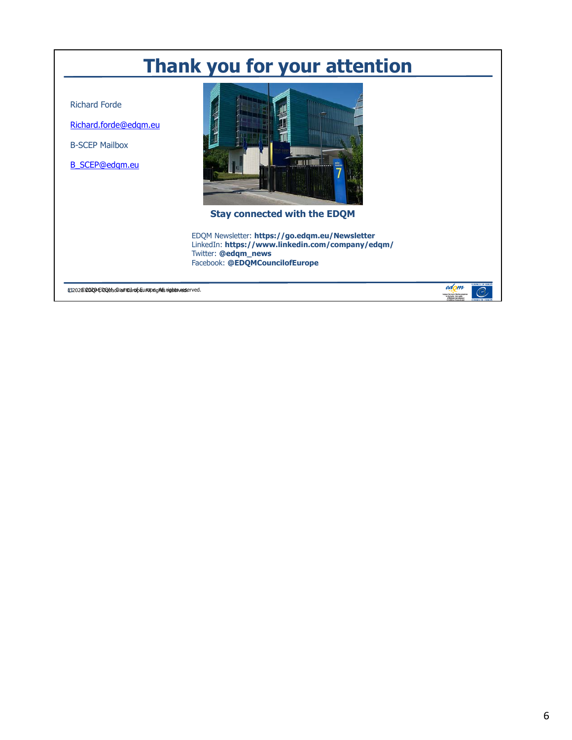# Thank you for your attention

Richard Forde

Richard.forde@edqm.eu

B-SCEP Mailbox

B_SCEP@edqm.eu

**Stay connected with the EDQM**

EDQM Newsletter: **https://go.edqm.eu/Newsletter**
LinkedIn: **https://www.linkedin.com/company/edqm/**
Twitter: **@edqm_news**
Facebook: **@EDQMCouncilofEurope**

©2020 EDQM, Council of Europe. All rights reserved.